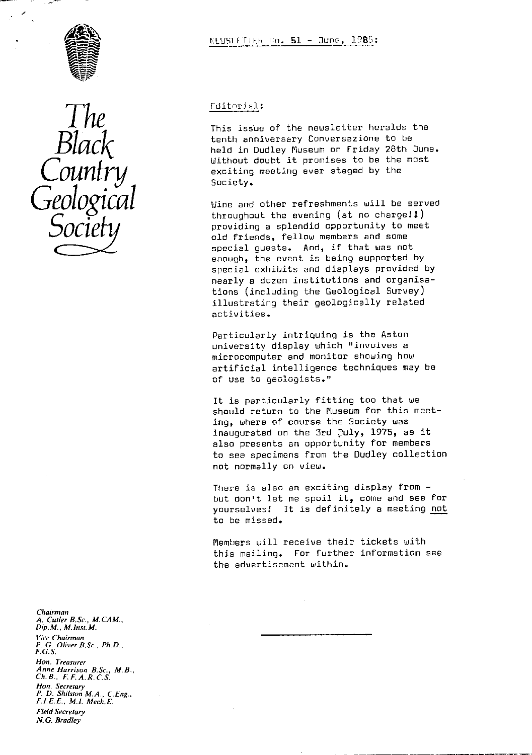# The Black Country Geological Society

NEWSLETTER No. 51 - June, 1985:

## Editorial:

This issue of the newsletter heralds the tenth anniversary Conversazione to be held in Dudley Museum on Friday 28th June. Without doubt it promises to be the most exciting meeting ever staged by the Society.

Wine and other refreshments will be served throughout the evening (at no charge!!) providing a splendid opportunity to meet old friends, fellow members and some special guests. And, if that was not enough, the event is being supported by special exhibits and displays provided by nearly a dozen institutions and organisations (including the Geological Survey) illustrating their geologically related activities.

Particularly intriguing is the Aston university display which "involves a microcomputer and monitor showing how artificial intelligence techniques may be of use to geologists."

It is particularly fitting too that we should return to the Museum for this meeting, where of course the Society was inaugurated on the 3rd July, 1975, as it also presents an opportunity for members to see specimens from the Dudley collection not normally on view.

There is also an exciting display from - but don't let me spoil it, come and see for yourselves! It is definitely a meeting <u>not</u> to be missed.

Members will receive their tickets with this mailing. For further information see the advertisement within.

---

*Chairman*
*A. Cutler B.Sc., M.CAM., Dip.M., M.Inst.M.*

*Vice Chairman*
*P. G. Oliver B.Sc., Ph.D., F.G.S.*

*Hon. Treasurer*
*Anne Harrison B.Sc., M.B., Ch.B., F.F.A.R.C.S.*

*Hon. Secretary*
*P. D. Shilston M.A., C.Eng., F.I.E.E., M.I. Mech.E.*

*Field Secretary*
*N.G. Bradley*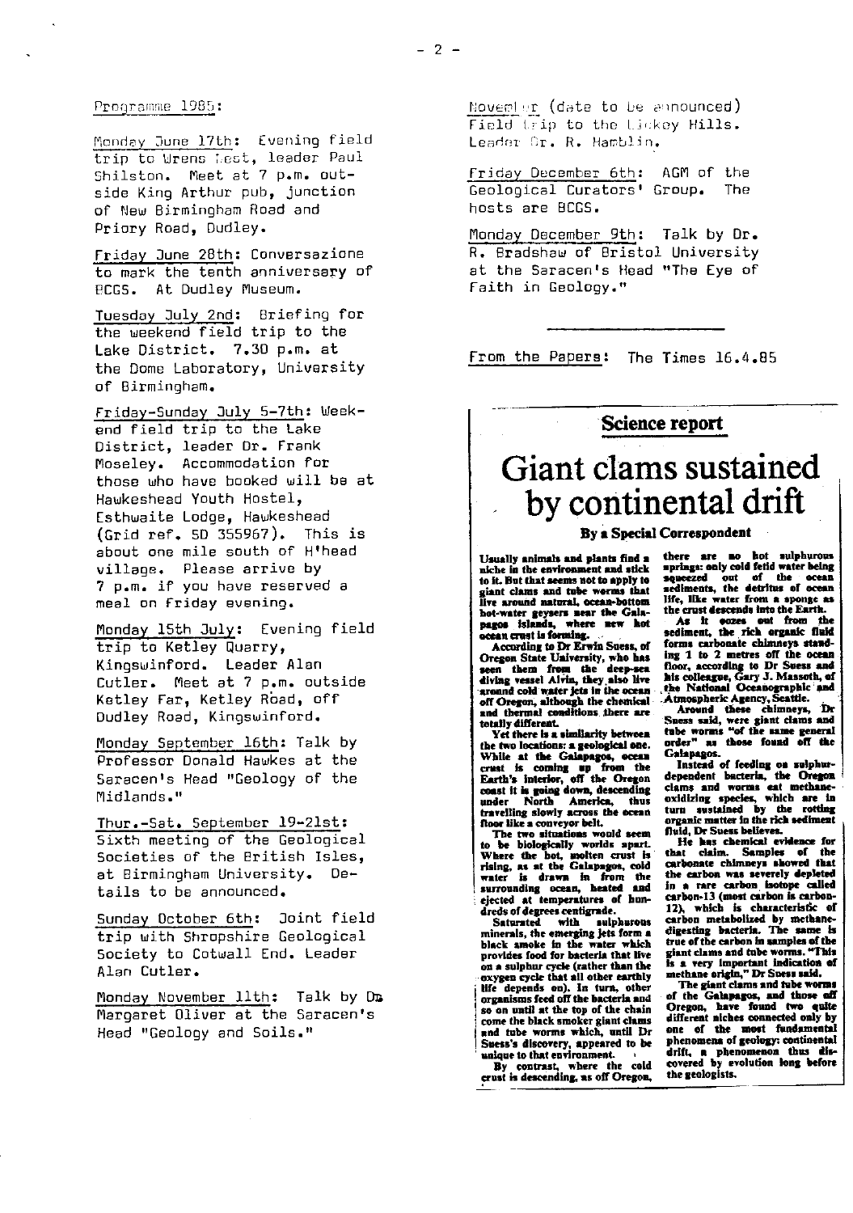Programme 1985:

Monday June 17th: Evening field trip to Wrens Nest, leader Paul Shilston. Meet at 7 p.m. outside King Arthur pub, junction of New Birmingham Road and Priory Road, Dudley.

Friday June 28th: Conversazione to mark the tenth anniversary of BCGS. At Dudley Museum.

Tuesday July 2nd: Briefing for the weekend field trip to the Lake District. 7.30 p.m. at the Dome Laboratory, University of Birmingham.

Friday-Sunday July 5-7th: Weekend field trip to the Lake District, leader Dr. Frank Moseley. Accommodation for those who have booked will be at Hawkeshead Youth Hostel, Esthwaite Lodge, Hawkeshead (Grid ref. SD 355967). This is about one mile south of H'head village. Please arrive by 7 p.m. if you have reserved a meal on Friday evening.

Monday 15th July: Evening field trip to Ketley Quarry, Kingswinford. Leader Alan Cutler. Meet at 7 p.m. outside Ketley Farm, Ketley Road, off Dudley Road, Kingswinford.

Monday September 16th: Talk by Professor Donald Hawkes at the Saracen's Head "Geology of the Midlands."

Thur.-Sat. September 19-21st: Sixth meeting of the Geological Societies of the British Isles, at Birmingham University. Details to be announced.

Sunday October 6th: Joint field trip with Shropshire Geological Society to Cotwall End. Leader Alan Cutler.

Monday November 11th: Talk by Dr. Margaret Oliver at the Saracen's Head "Geology and Soils."

November (date to be announced) Field trip to the Lickey Hills. Leader Dr. R. Hamblin.

Friday December 6th: AGM of the Geological Curators' Group. The hosts are BCGS.

Monday December 9th: Talk by Dr. R. Bradshaw of Bristol University at the Saracen's Head "The Eye of Faith in Geology."

---

From the Papers: The Times 16.4.85

## Science report

# Giant clams sustained by continental drift

**By a Special Correspondent**

Usually animals and plants find a niche in the environment and stick to it. But that seems not to apply to giant clams and tube worms that live around natural, ocean-bottom hot-water geysers near the Galapagos Islands, where new hot ocean crust is forming.

According to Dr Erwin Suess, of Oregon State University, who has seen them from the deep-sea diving vessel Alvin, they also live around cold water jets in the ocean off Oregon, although the chemical and thermal conditions there are totally different.

Yet there is a similarity between the two locations: a geological one. While at the Galapagos, ocean crust is coming up from the Earth's interior, off the Oregon coast it is going down, descending under North America, thus travelling slowly across the ocean floor like a conveyor belt.

The two situations would seem to be biologically worlds apart. Where the hot, molten crust is rising, as at the Galapagos, cold water is drawn in from the surrounding ocean, heated and ejected at temperatures of hundreds of degrees centigrade.

Saturated with sulphurous minerals, the emerging jets form a black smoke in the water which provides food for bacteria that live on a sulphur cycle (rather than the oxygen cycle that all other earthly life depends on). In turn, other organisms feed off the bacteria and so on until at the top of the chain come the black smoker giant clams and tube worms which, until Dr Suess's discovery, appeared to be unique to that environment.

By contrast, where the cold crust is descending, as off Oregon, there are no hot sulphurous springs: only cold fetid water being squeezed out of the ocean sediments, the detritus of ocean life, like water from a sponge as the crust descends into the Earth.

As it oozes out from the sediment, the rich organic fluid forms carbonate chimneys standing 1 to 2 metres off the ocean floor, according to Dr Suess and his colleague, Gary J. Massoth, of the National Oceanographic and Atmospheric Agency, Seattle.

Around these chimneys, Dr Suess said, were giant clams and tube worms "of the same general order" as those found off the Galapagos.

Instead of feeding on sulphur-dependent bacteria, the Oregon clams and worms eat methane-oxidizing species, which are in turn sustained by the rotting organic matter in the rich sediment fluid, Dr Suess believes.

He has chemical evidence for that claim. Samples of the carbonate chimneys showed that the carbon was severely depleted in a rare carbon isotope called carbon-13 (most carbon is carbon-12), which is characteristic of carbon metabolized by methane-digesting bacteria. The same is true of the carbon in samples of the giant clams and tube worms. "This is a very important indication of methane origin," Dr Suess said.

The giant clams and tube worms of the Galapagos, and those off Oregon, have found two quite different niches connected only by one of the most fundamental phenomena of geology: continental drift, a phenomenon thus discovered by evolution long before the geologists.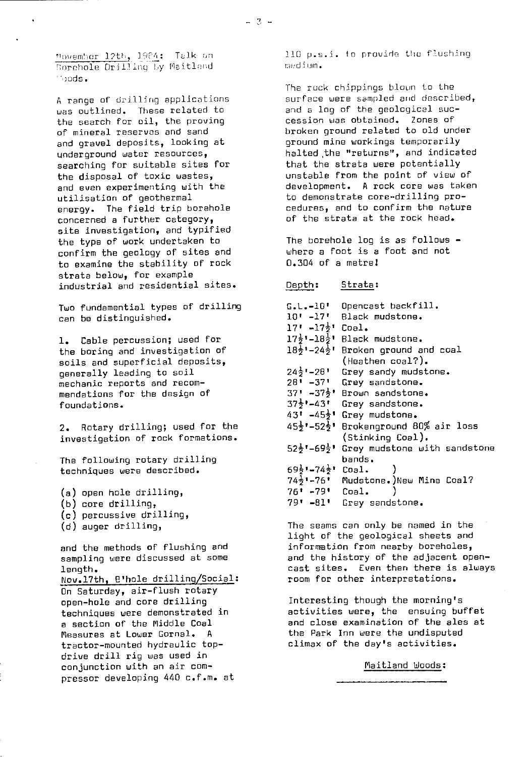November 12th, 1984: Talk on Borehole Drilling by Maitland Woods.

A range of drilling applications was outlined. These related to the search for oil, the proving of mineral reserves and sand and gravel deposits, looking at underground water resources, searching for suitable sites for the disposal of toxic wastes, and even experimenting with the utilisation of geothermal energy. The field trip borehole concerned a further category, site investigation, and typified the type of work undertaken to confirm the geology of sites and to examine the stability of rock strata below, for example industrial and residential sites.

Two fundamential types of drilling can be distinguished.

1. Cable percussion; used for the boring and investigation of soils and superficial deposits, generally leading to soil mechanic reports and recommendations for the design of foundations.

2. Rotary drilling; used for the investigation of rock formations.

The following rotary drilling techniques were described.

(a) open hole drilling,
(b) core drilling,
(c) percussive drilling,
(d) auger drilling,

and the methods of flushing and sampling were discussed at some length.

Nov.17th, B'hole drilling/Social:

On Saturday, air-flush rotary open-hole and core drilling techniques were demonstrated in a section of the Middle Coal Measures at Lower Gornal. A tractor-mounted hydraulic top-drive drill rig was used in conjunction with an air compressor developing 440 c.f.m. at 110 p.s.i. to provide the flushing medium.

The rock chippings blown to the surface were sampled and described, and a log of the geological succession was obtained. Zones of broken ground related to old under ground mine workings temporarily halted the "returns", and indicated that the strata were potentially unstable from the point of view of development. A rock core was taken to demonstrate core-drilling procedures, and to confirm the nature of the strata at the rock head.

The borehole log is as follows - where a foot is a foot and not 0.304 of a metre!

| Depth: | Strata: |
|---|---|
| G.L.-10' | Opencast backfill. |
| 10' -17' | Black mudstone. |
| 17' -17½' | Coal. |
| 17½'-18½' | Black mudstone. |
| 18½'-24½' | Broken ground and coal (Heathen coal?). |
| 24½'-28' | Grey sandy mudstone. |
| 28' -37' | Grey sandstone. |
| 37' -37½' | Brown sandstone. |
| 37½'-43' | Grey sandstone. |
| 43' -45½' | Grey mudstone. |
| 45½'-52½' | Brokenground 80% air loss (Stinking Coal). |
| 52½'-69½' | Grey mudstone with sandstone bands. |
| 69½'-74½' | Coal. ) |
| 74½'-76' | Mudstone.)New Mine Coal? |
| 76' -79' | Coal. ) |
| 79' -81' | Grey sandstone. |

The seams can only be named in the light of the geological sheets and information from nearby boreholes, and the history of the adjacent opencast sites. Even then there is always room for other interpretations.

Interesting though the morning's activities were, the ensuing buffet and close examination of the ales at the Park Inn were the undisputed climax of the day's activities.

Maitland Woods: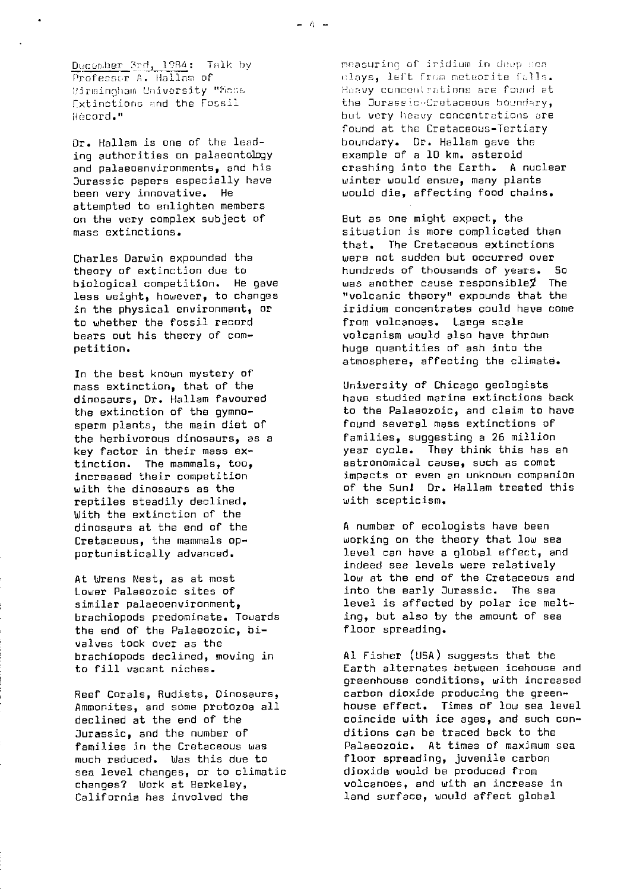December 3rd, 1984: Talk by Professor A. Hallam of Birmingham University "Mass Extinctions and the Fossil Record."

Dr. Hallam is one of the leading authorities on palaeontology and palaeoenvironments, and his Jurassic papers especially have been very innovative. He attempted to enlighten members on the very complex subject of mass extinctions.

Charles Darwin expounded the theory of extinction due to biological competition. He gave less weight, however, to changes in the physical environment, or to whether the fossil record bears out his theory of competition.

In the best known mystery of mass extinction, that of the dinosaurs, Dr. Hallam favoured the extinction of the gymnosperm plants, the main diet of the herbivorous dinosaurs, as a key factor in their mass extinction. The mammals, too, increased their competition with the dinosaurs as the reptiles steadily declined. With the extinction of the dinosaurs at the end of the Cretaceous, the mammals opportunistically advanced.

At Wrens Nest, as at most Lower Palaeozoic sites of similar palaeoenvironment, brachiopods predominate. Towards the end of the Palaeozoic, bivalves took over as the brachiopods declined, moving in to fill vacant niches.

Reef Corals, Rudists, Dinosaurs, Ammonites, and some protozoa all declined at the end of the Jurassic, and the number of families in the Cretaceous was much reduced. Was this due to sea level changes, or to climatic changes? Work at Berkeley, California has involved the measuring of iridium in deep sea clays, left from meteorite falls. Heavy concentrations are found at the Jurassic-Cretaceous boundary, but very heavy concentrations are found at the Cretaceous-Tertiary boundary. Dr. Hallam gave the example of a 10 km. asteroid crashing into the Earth. A nuclear winter would ensue, many plants would die, affecting food chains.

But as one might expect, the situation is more complicated than that. The Cretaceous extinctions were not sudden but occurred over hundreds of thousands of years. So was another cause responsible? The "volcanic theory" expounds that the iridium concentrates could have come from volcanoes. Large scale volcanism would also have thrown huge quantities of ash into the atmosphere, affecting the climate.

University of Chicago geologists have studied marine extinctions back to the Palaeozoic, and claim to have found several mass extinctions of families, suggesting a 26 million year cycle. They think this has an astronomical cause, such as comet impacts or even an unknown companion of the Sun! Dr. Hallam treated this with scepticism.

A number of ecologists have been working on the theory that low sea level can have a global effect, and indeed sea levels were relatively low at the end of the Cretaceous and into the early Jurassic. The sea level is affected by polar ice melting, but also by the amount of sea floor spreading.

Al Fisher (USA) suggests that the Earth alternates between icehouse and greenhouse conditions, with increased carbon dioxide producing the greenhouse effect. Times of low sea level coincide with ice ages, and such conditions can be traced back to the Palaeozoic. At times of maximum sea floor spreading, juvenile carbon dioxide would be produced from volcanoes, and with an increase in land surface, would affect global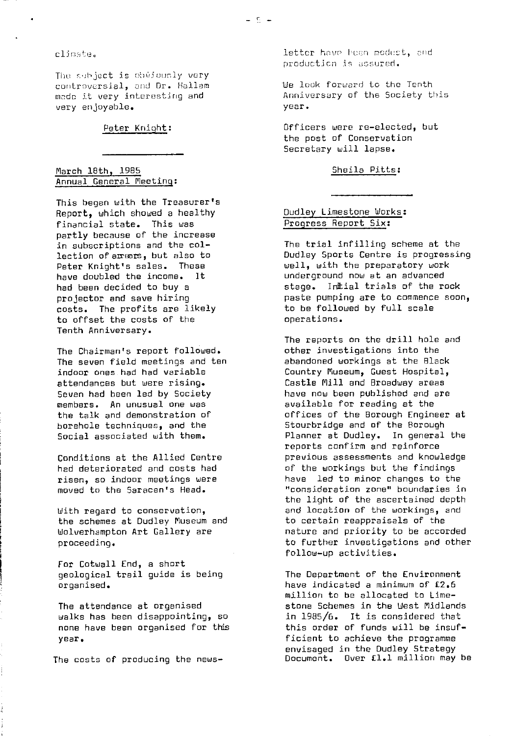climate.

The subject is obviously very controversial, and Dr. Hallam made it very interesting and very enjoyable.

Peter Knight:

---

March 18th, 1985
Annual General Meeting:

This began with the Treasurer's Report, which showed a healthy financial state. This was partly because of the increase in subscriptions and the collection of arrears, but also to Peter Knight's sales. These have doubled the income. It had been decided to buy a projector and save hiring costs. The profits are likely to offset the costs of the Tenth Anniversary.

The Chairman's report followed. The seven field meetings and ten indoor ones had had variable attendances but were rising. Seven had been led by Society members. An unusual one was the talk and demonstration of borehole techniques, and the Social associated with them.

Conditions at the Allied Centre had deteriorated and costs had risen, so indoor meetings were moved to the Saracen's Head.

With regard to conservation, the schemes at Dudley Museum and Wolverhampton Art Gallery are proceeding.

For Cotwall End, a short geological trail guide is being organised.

The attendance at organised walks has been disappointing, so none have been organised for this year.

The costs of producing the newsletter have been modest, and production is assured.

We look forward to the Tenth Anniversary of the Society this year.

Officers were re-elected, but the post of Conservation Secretary will lapse.

Sheila Pitts:

---

Dudley Limestone Works:
Progress Report Six:

The trial infilling scheme at the Dudley Sports Centre is progressing well, with the preparatory work underground now at an advanced stage. Initial trials of the rock paste pumping are to commence soon, to be followed by full scale operations.

The reports on the drill hole and other investigations into the abandoned workings at the Black Country Museum, Guest Hospital, Castle Mill and Broadway areas have now been published and are available for reading at the offices of the Borough Engineer at Stourbridge and of the Borough Planner at Dudley. In general the reports confirm and reinforce previous assessments and knowledge of the workings but the findings have led to minor changes to the "consideration zone" boundaries in the light of the ascertained depth and location of the workings, and to certain reappraisals of the nature and priority to be accorded to further investigations and other follow-up activities.

The Department of the Environment have indicated a minimum of £2.6 million to be allocated to Limestone Schemes in the West Midlands in 1985/6. It is considered that this order of funds will be insufficient to achieve the programme envisaged in the Dudley Strategy Document. Over £1.1 million may be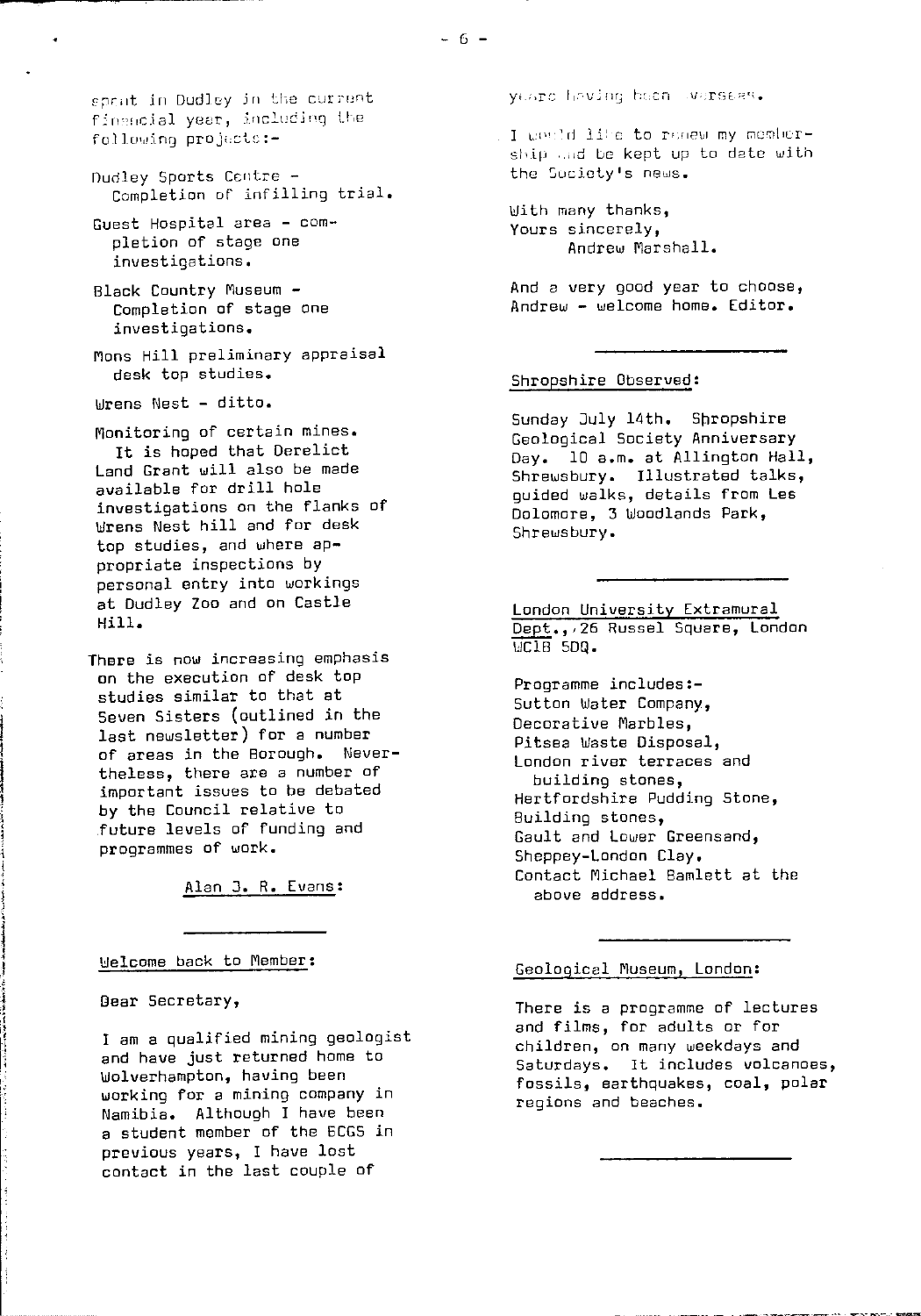spent in Dudley in the current financial year, including the following projects:-

Dudley Sports Centre - Completion of infilling trial.

Guest Hospital area - completion of stage one investigations.

Black Country Museum - Completion of stage one investigations.

Mons Hill preliminary appraisal desk top studies.

Wrens Nest - ditto.

Monitoring of certain mines. It is hoped that Derelict Land Grant will also be made available for drill hole investigations on the flanks of Wrens Nest hill and for desk top studies, and where appropriate inspections by personal entry into workings at Dudley Zoo and on Castle Hill.

There is now increasing emphasis on the execution of desk top studies similar to that at Seven Sisters (outlined in the last newsletter) for a number of areas in the Borough. Nevertheless, there are a number of important issues to be debated by the Council relative to future levels of funding and programmes of work.

Alan J. R. Evans:

---

## Welcome back to Member:

Dear Secretary,

I am a qualified mining geologist and have just returned home to Wolverhampton, having been working for a mining company in Namibia. Although I have been a student member of the BCGS in previous years, I have lost contact in the last couple of years having been overseas.

I would like to renew my membership and be kept up to date with the Society's news.

With many thanks,
Yours sincerely,
Andrew Marshall.

And a very good year to choose, Andrew - welcome home. Editor.

---

## Shropshire Observed:

Sunday July 14th. Shropshire Geological Society Anniversary Day. 10 a.m. at Allington Hall, Shrewsbury. Illustrated talks, guided walks, details from Les Dolomore, 3 Woodlands Park, Shrewsbury.

---

## London University Extramural Dept., 26 Russel Square, London WC1B 5DQ.

Programme includes:-
Sutton Water Company,
Decorative Marbles,
Pitsea Waste Disposal,
London river terraces and building stones,
Hertfordshire Pudding Stone,
Building stones,
Gault and Lower Greensand,
Sheppey-London Clay.
Contact Michael Bamlett at the above address.

---

## Geological Museum, London:

There is a programme of lectures and films, for adults or for children, on many weekdays and Saturdays. It includes volcanoes, fossils, earthquakes, coal, polar regions and beaches.

---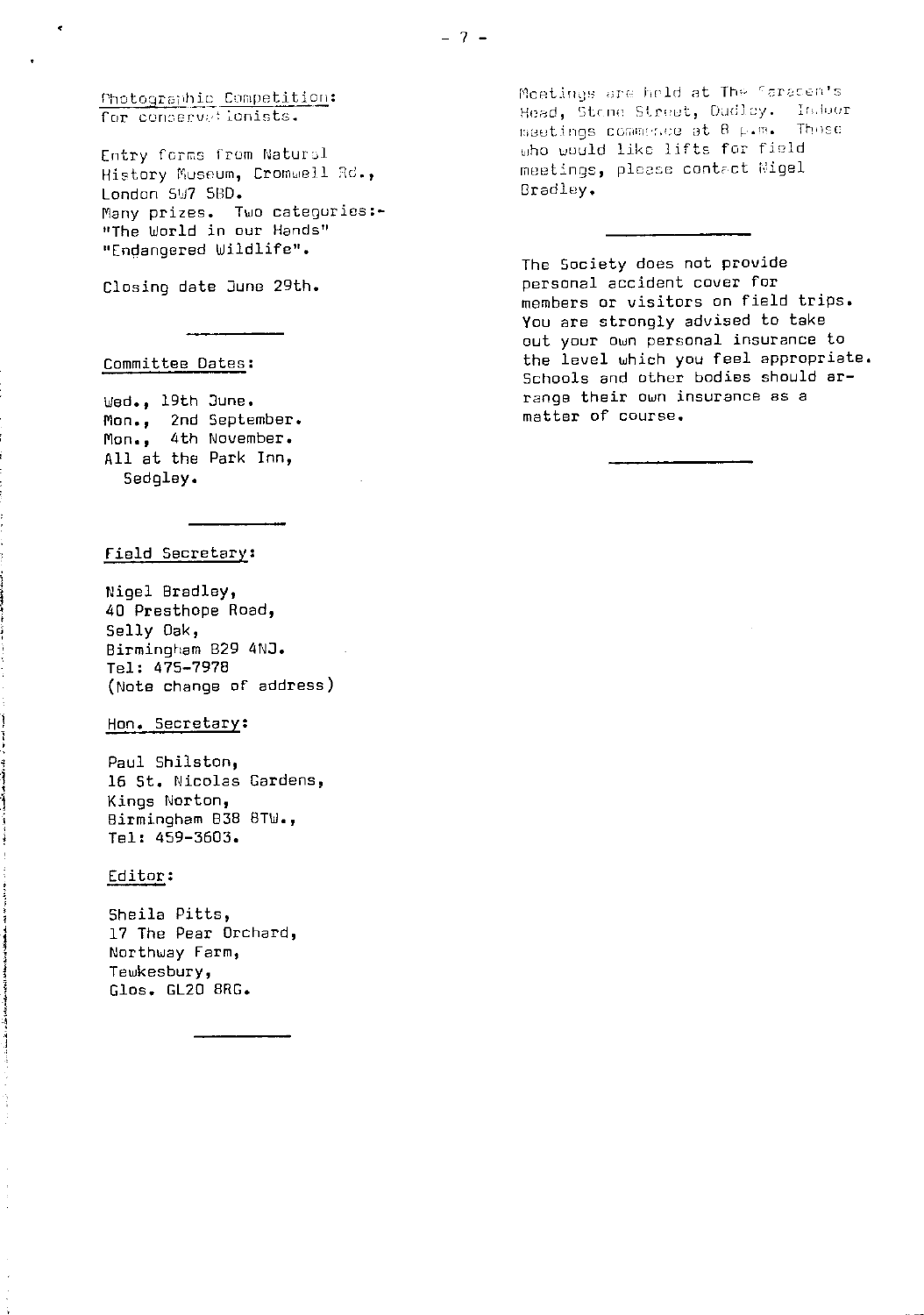Photographic Competition:
for conservationists.

Entry forms from Natural History Museum, Cromwell Rd., London SW7 5BD.
Many prizes. Two categories:-
"The World in our Hands"
"Endangered Wildlife".

Closing date June 29th.

---

Committee Dates:

Wed., 19th June.
Mon., 2nd September.
Mon., 4th November.
All at the Park Inn, Sedgley.

---

Field Secretary:

Nigel Bradley,
40 Presthope Road,
Selly Oak,
Birmingham B29 4NJ.
Tel: 475-7978
(Note change of address)

Hon. Secretary:

Paul Shilston,
16 St. Nicolas Gardens,
Kings Norton,
Birmingham B38 8TW.,
Tel: 459-3603.

Editor:

Sheila Pitts,
17 The Pear Orchard,
Northway Farm,
Tewkesbury,
Glos. GL20 8RG.

---

Meetings are held at The Saracen's Head, Stone Street, Dudley. Indoor meetings commence at 8 p.m. Those who would like lifts for field meetings, please contact Nigel Bradley.

---

The Society does not provide personal accident cover for members or visitors on field trips. You are strongly advised to take out your own personal insurance to the level which you feel appropriate. Schools and other bodies should arrange their own insurance as a matter of course.

---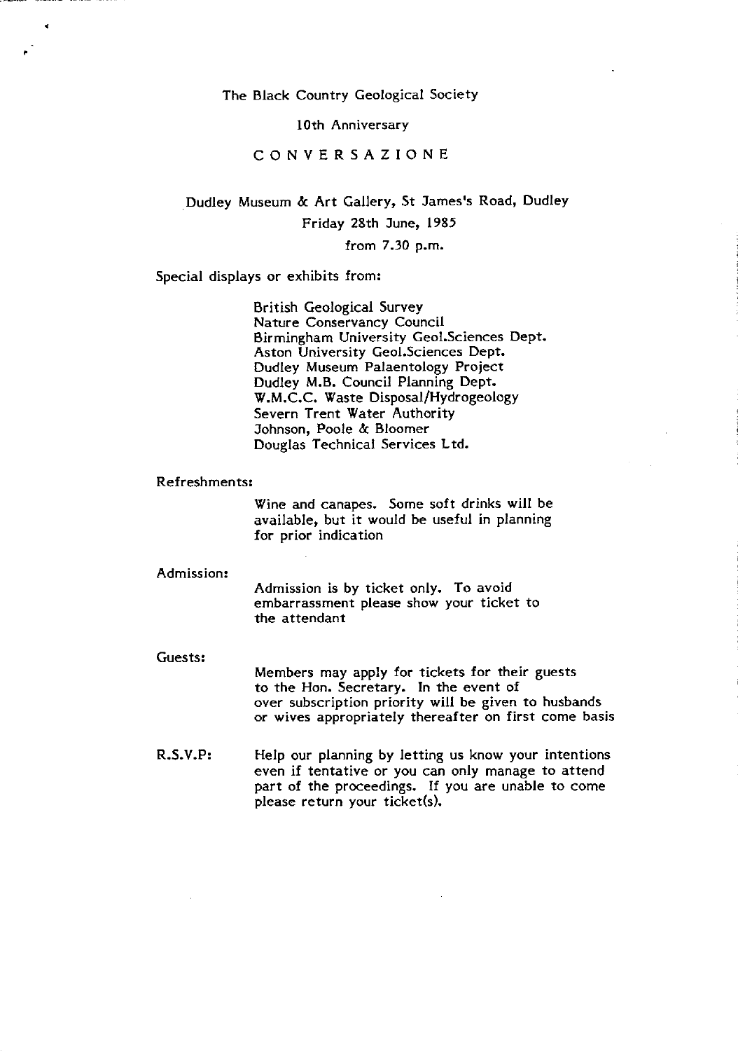The Black Country Geological Society

10th Anniversary

# CONVERSAZIONE

Dudley Museum & Art Gallery, St James's Road, Dudley

Friday 28th June, 1985

from 7.30 p.m.

Special displays or exhibits from:

British Geological Survey
Nature Conservancy Council
Birmingham University Geol.Sciences Dept.
Aston University Geol.Sciences Dept.
Dudley Museum Palaentology Project
Dudley M.B. Council Planning Dept.
W.M.C.C. Waste Disposal/Hydrogeology
Severn Trent Water Authority
Johnson, Poole & Bloomer
Douglas Technical Services Ltd.

Refreshments:

Wine and canapes. Some soft drinks will be available, but it would be useful in planning for prior indication

Admission:

Admission is by ticket only. To avoid embarrassment please show your ticket to the attendant

Guests:

Members may apply for tickets for their guests to the Hon. Secretary. In the event of over subscription priority will be given to husbands or wives appropriately thereafter on first come basis

R.S.V.P: Help our planning by letting us know your intentions even if tentative or you can only manage to attend part of the proceedings. If you are unable to come please return your ticket(s).